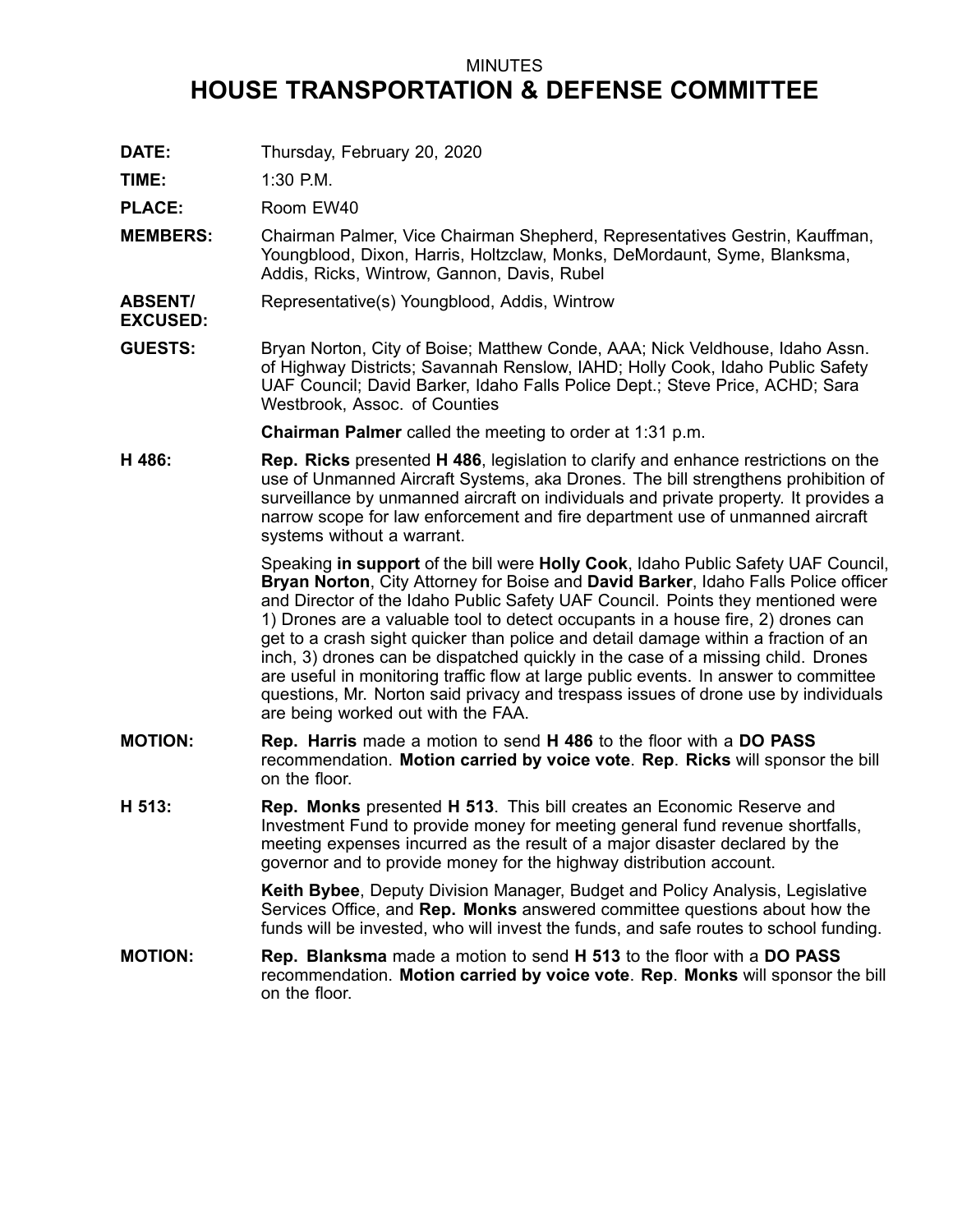MINUTES

# HOUSE TRANSPORTATION & DEFENSE COMMITTEE

**DATE:** Thursday, February 20, 2020

**TIME:** 1:30 P.M.

**PLACE:** Room EW40

**MEMBERS:** Chairman Palmer, Vice Chairman Shepherd, Representatives Gestrin, Kauffman, Youngblood, Dixon, Harris, Holtzclaw, Monks, DeMordaunt, Syme, Blanksma, Addis, Ricks, Wintrow, Gannon, Davis, Rubel

**ABSENT/ EXCUSED:** Representative(s) Youngblood, Addis, Wintrow

**GUESTS:** Bryan Norton, City of Boise; Matthew Conde, AAA; Nick Veldhouse, Idaho Assn. of Highway Districts; Savannah Renslow, IAHD; Holly Cook, Idaho Public Safety UAF Council; David Barker, Idaho Falls Police Dept.; Steve Price, ACHD; Sara Westbrook, Assoc. of Counties

**Chairman Palmer** called the meeting to order at 1:31 p.m.

**H 486:** **Rep. Ricks** presented **H 486**, legislation to clarify and enhance restrictions on the use of Unmanned Aircraft Systems, aka Drones. The bill strengthens prohibition of surveillance by unmanned aircraft on individuals and private property. It provides a narrow scope for law enforcement and fire department use of unmanned aircraft systems without a warrant.

Speaking **in support** of the bill were **Holly Cook**, Idaho Public Safety UAF Council, **Bryan Norton**, City Attorney for Boise and **David Barker**, Idaho Falls Police officer and Director of the Idaho Public Safety UAF Council. Points they mentioned were 1) Drones are a valuable tool to detect occupants in a house fire, 2) drones can get to a crash sight quicker than police and detail damage within a fraction of an inch, 3) drones can be dispatched quickly in the case of a missing child. Drones are useful in monitoring traffic flow at large public events. In answer to committee questions, Mr. Norton said privacy and trespass issues of drone use by individuals are being worked out with the FAA.

**MOTION:** **Rep. Harris** made a motion to send **H 486** to the floor with a **DO PASS** recommendation. **Motion carried by voice vote**. **Rep**. **Ricks** will sponsor the bill on the floor.

**H 513:** **Rep. Monks** presented **H 513**. This bill creates an Economic Reserve and Investment Fund to provide money for meeting general fund revenue shortfalls, meeting expenses incurred as the result of a major disaster declared by the governor and to provide money for the highway distribution account.

**Keith Bybee**, Deputy Division Manager, Budget and Policy Analysis, Legislative Services Office, and **Rep. Monks** answered committee questions about how the funds will be invested, who will invest the funds, and safe routes to school funding.

**MOTION:** **Rep. Blanksma** made a motion to send **H 513** to the floor with a **DO PASS** recommendation. **Motion carried by voice vote**. **Rep**. **Monks** will sponsor the bill on the floor.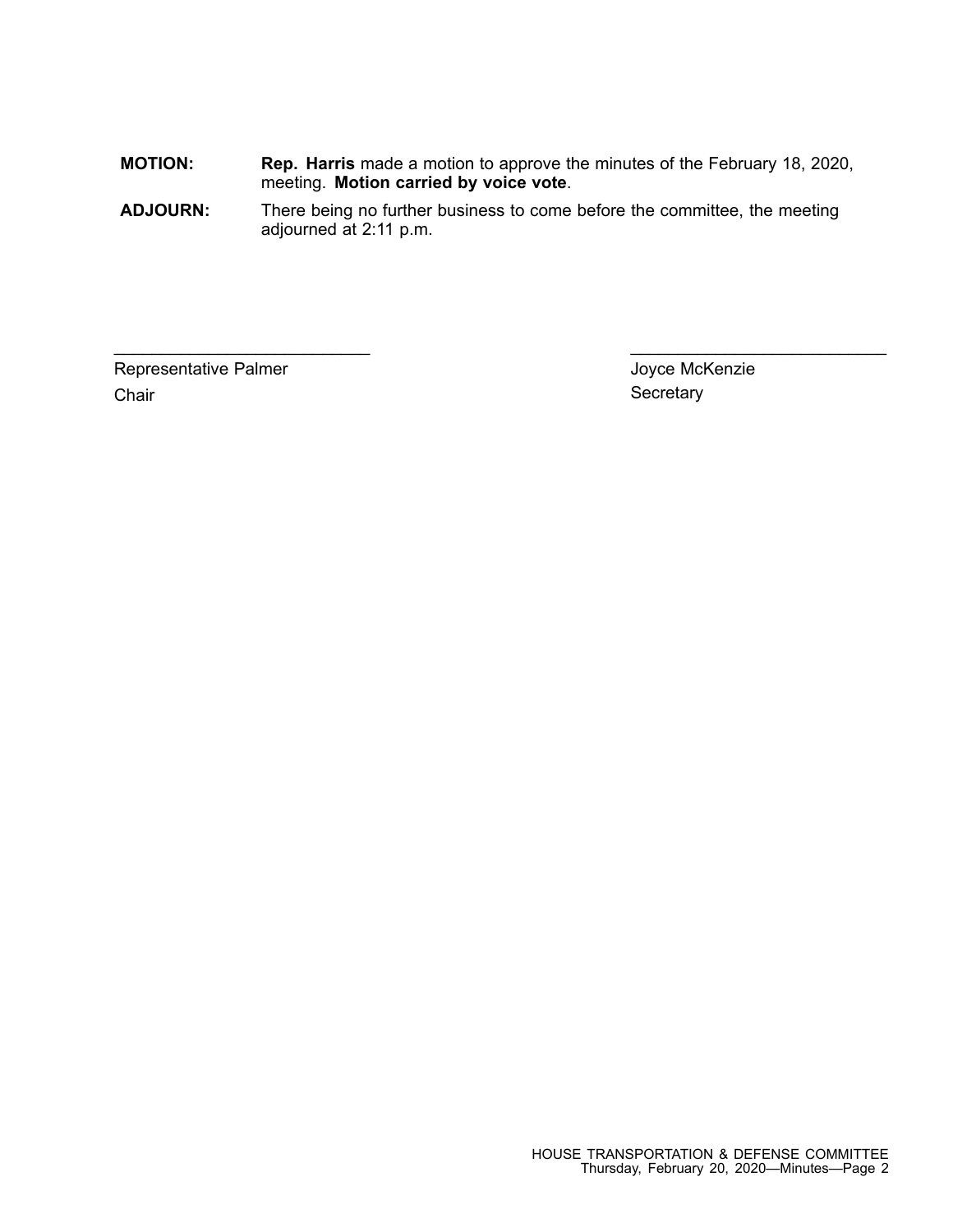**MOTION:** **Rep. Harris** made a motion to approve the minutes of the February 18, 2020, meeting. **Motion carried by voice vote**.

**ADJOURN:** There being no further business to come before the committee, the meeting adjourned at 2:11 p.m.

___________________________
Representative Palmer
Chair

___________________________
Joyce McKenzie
Secretary